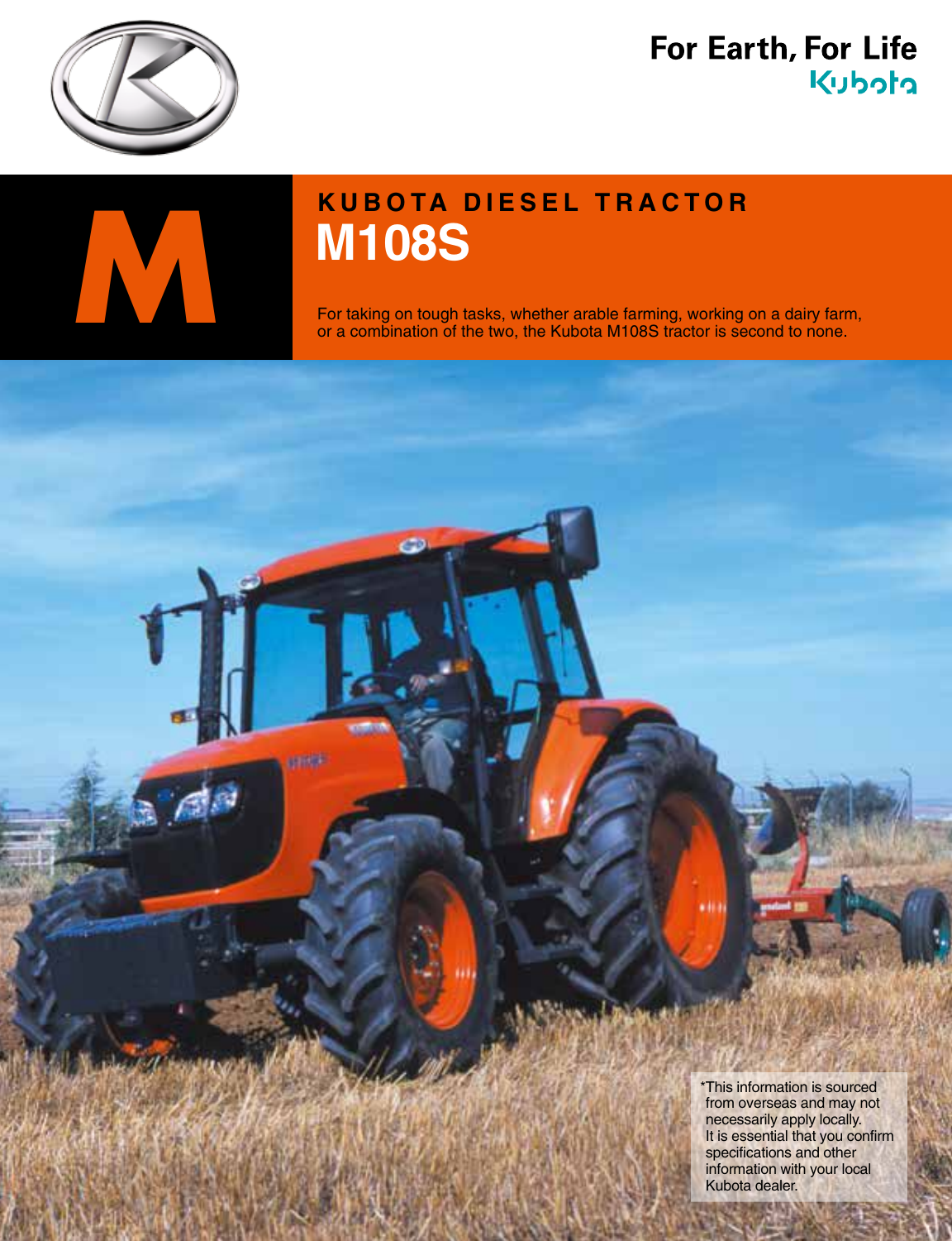For Earth, For Life

Kubota

M

KUBOTA DIESEL TRACTOR

# M108S

For taking on tough tasks, whether arable farming, working on a dairy farm, or a combination of the two, the Kubota M108S tractor is second to none.

*This information is sourced from overseas and may not necessarily apply locally. It is essential that you confirm specifications and other information with your local Kubota dealer.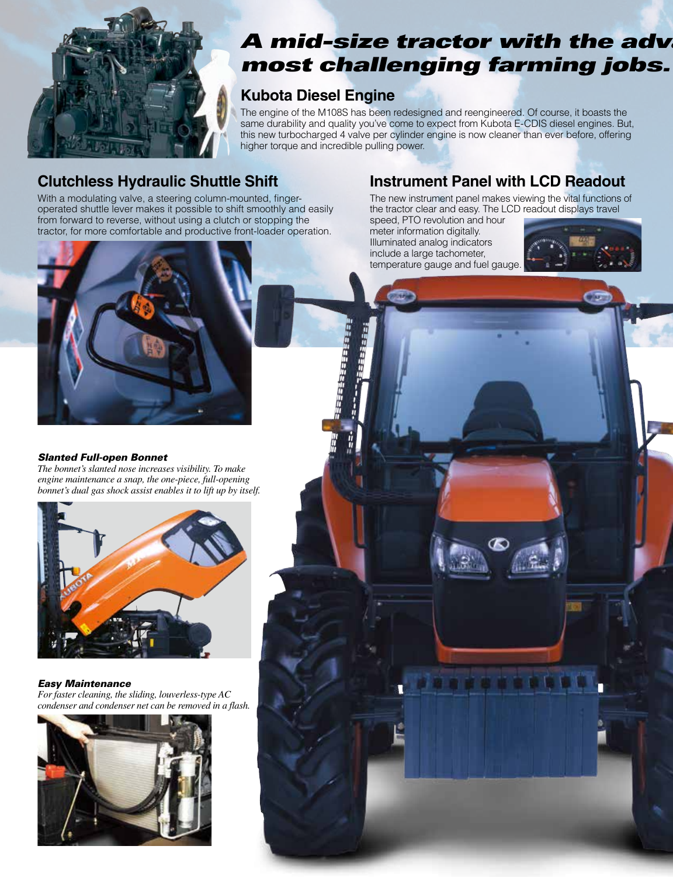# A mid-size tractor with the adv... most challenging farming jobs.

## Kubota Diesel Engine

The engine of the M108S has been redesigned and reengineered. Of course, it boasts the same durability and quality you've come to expect from Kubota E-CDIS diesel engines. But, this new turbocharged 4 valve per cylinder engine is now cleaner than ever before, offering higher torque and incredible pulling power.

## Clutchless Hydraulic Shuttle Shift

With a modulating valve, a steering column-mounted, finger-operated shuttle lever makes it possible to shift smoothly and easily from forward to reverse, without using a clutch or stopping the tractor, for more comfortable and productive front-loader operation.

## Instrument Panel with LCD Readout

The new instrument panel makes viewing the vital functions of the tractor clear and easy. The LCD readout displays travel speed, PTO revolution and hour meter information digitally. Illuminated analog indicators include a large tachometer, temperature gauge and fuel gauge.

***Slanted Full-open Bonnet***

*The bonnet's slanted nose increases visibility. To make engine maintenance a snap, the one-piece, full-opening bonnet's dual gas shock assist enables it to lift up by itself.*

***Easy Maintenance***

*For faster cleaning, the sliding, louverless-type AC condenser and condenser net can be removed in a flash.*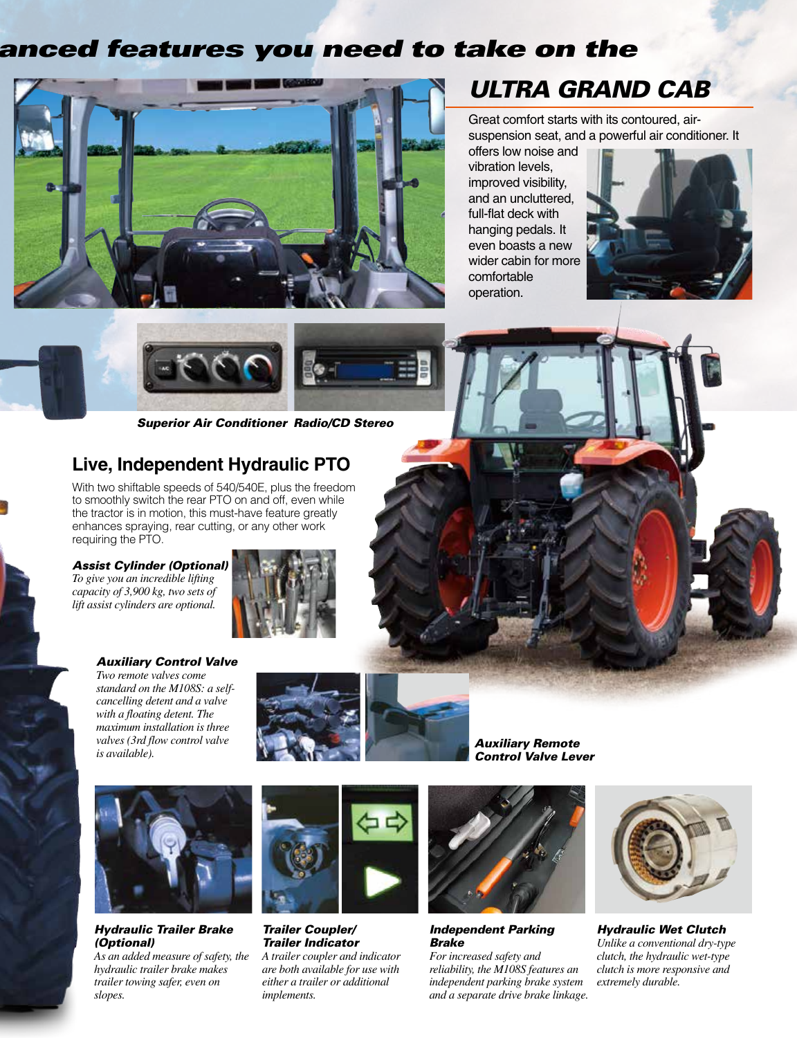## anced features you need to take on the

## ULTRA GRAND CAB

Great comfort starts with its contoured, air-suspension seat, and a powerful air conditioner. It offers low noise and vibration levels, improved visibility, and an uncluttered, full-flat deck with hanging pedals. It even boasts a new wider cabin for more comfortable operation.

***Superior Air Conditioner*** ***Radio/CD Stereo***

## Live, Independent Hydraulic PTO

With two shiftable speeds of 540/540E, plus the freedom to smoothly switch the rear PTO on and off, even while the tractor is in motion, this must-have feature greatly enhances spraying, rear cutting, or any other work requiring the PTO.

### *Assist Cylinder (Optional)*

*To give you an incredible lifting capacity of 3,900 kg, two sets of lift assist cylinders are optional.*

### *Auxiliary Control Valve*

*Two remote valves come standard on the M108S: a self-cancelling detent and a valve with a floating detent. The maximum installation is three valves (3rd flow control valve is available).*

***Auxiliary Remote Control Valve Lever***

### *Hydraulic Trailer Brake (Optional)*

*As an added measure of safety, the hydraulic trailer brake makes trailer towing safer, even on slopes.*

### *Trailer Coupler/ Trailer Indicator*

*A trailer coupler and indicator are both available for use with either a trailer or additional implements.*

### *Independent Parking Brake*

*For increased safety and reliability, the M108S features an independent parking brake system and a separate drive brake linkage.*

### *Hydraulic Wet Clutch*

*Unlike a conventional dry-type clutch, the hydraulic wet-type clutch is more responsive and extremely durable.*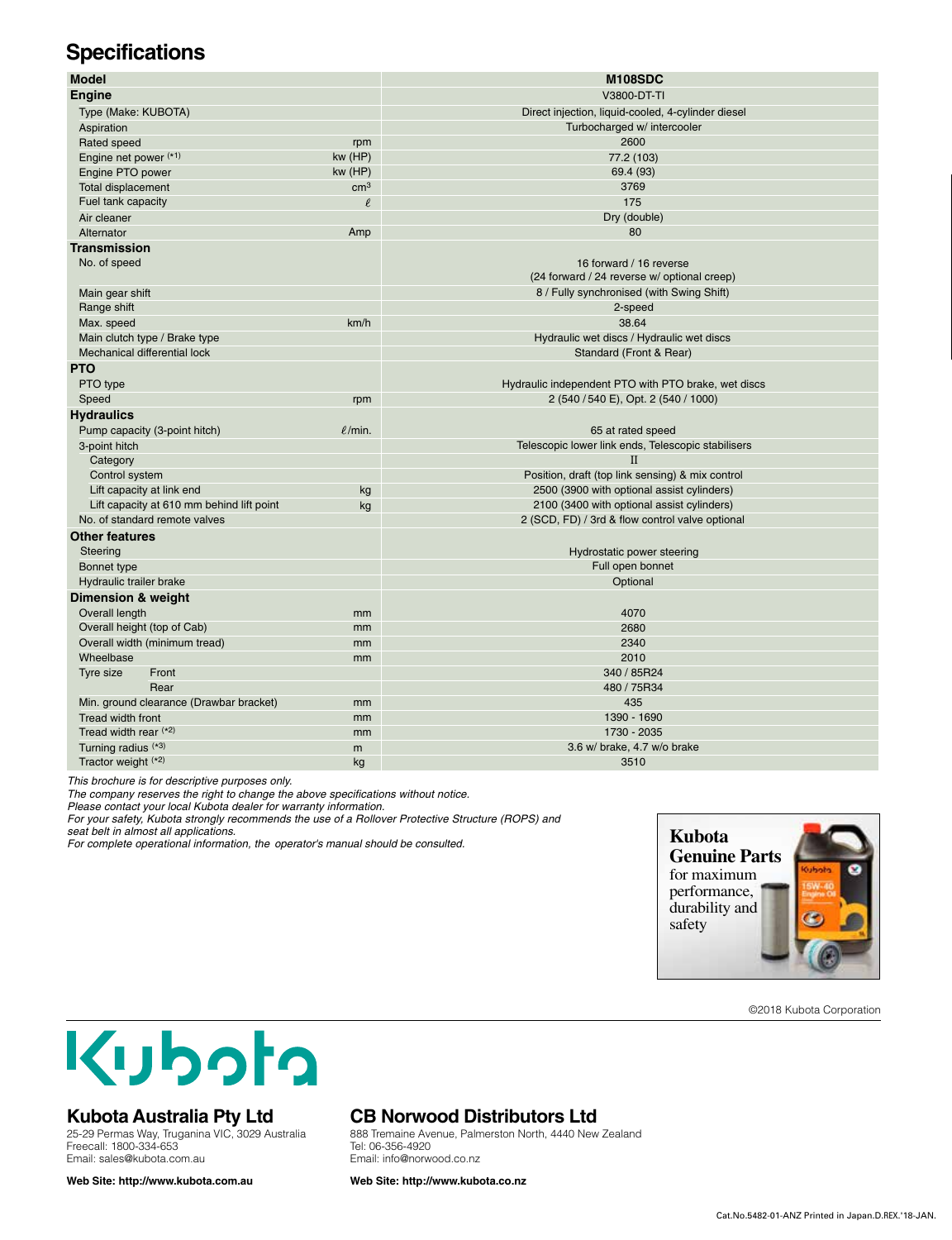# Specifications

| Model | | M108SDC |
|---|---|---|
| **Engine** | | V3800-DT-TI |
| Type (Make: KUBOTA) | | Direct injection, liquid-cooled, 4-cylinder diesel |
| Aspiration | | Turbocharged w/ intercooler |
| Rated speed | rpm | 2600 |
| Engine net power (*1) | kw (HP) | 77.2 (103) |
| Engine PTO power | kw (HP) | 69.4 (93) |
| Total displacement | $cm^3$ | 3769 |
| Fuel tank capacity | ℓ | 175 |
| Air cleaner | | Dry (double) |
| Alternator | Amp | 80 |
| **Transmission** | | |
| No. of speed | | 16 forward / 16 reverse (24 forward / 24 reverse w/ optional creep) |
| Main gear shift | | 8 / Fully synchronised (with Swing Shift) |
| Range shift | | 2-speed |
| Max. speed | km/h | 38.64 |
| Main clutch type / Brake type | | Hydraulic wet discs / Hydraulic wet discs |
| Mechanical differential lock | | Standard (Front & Rear) |
| **PTO** | | |
| PTO type | | Hydraulic independent PTO with PTO brake, wet discs |
| Speed | rpm | 2 (540 / 540 E), Opt. 2 (540 / 1000) |
| **Hydraulics** | | |
| Pump capacity (3-point hitch) | ℓ/min. | 65 at rated speed |
| 3-point hitch | | Telescopic lower link ends, Telescopic stabilisers |
| Category | | II |
| Control system | | Position, draft (top link sensing) & mix control |
| Lift capacity at link end | kg | 2500 (3900 with optional assist cylinders) |
| Lift capacity at 610 mm behind lift point | kg | 2100 (3400 with optional assist cylinders) |
| No. of standard remote valves | | 2 (SCD, FD) / 3rd & flow control valve optional |
| **Other features** | | |
| Steering | | Hydrostatic power steering |
| Bonnet type | | Full open bonnet |
| Hydraulic trailer brake | | Optional |
| **Dimension & weight** | | |
| Overall length | mm | 4070 |
| Overall height (top of Cab) | mm | 2680 |
| Overall width (minimum tread) | mm | 2340 |
| Wheelbase | mm | 2010 |
| Tyre size — Front | | 340 / 85R24 |
| Tyre size — Rear | | 480 / 75R34 |
| Min. ground clearance (Drawbar bracket) | mm | 435 |
| Tread width front | mm | 1390 - 1690 |
| Tread width rear (*2) | mm | 1730 - 2035 |
| Turning radius (*3) | m | 3.6 w/ brake, 4.7 w/o brake |
| Tractor weight (*2) | kg | 3510 |

*This brochure is for descriptive purposes only.*
*The company reserves the right to change the above specifications without notice.*
*Please contact your local Kubota dealer for warranty information.*
*For your safety, Kubota strongly recommends the use of a Rollover Protective Structure (ROPS) and seat belt in almost all applications.*
*For complete operational information, the operator's manual should be consulted.*

**Kubota Genuine Parts** for maximum performance, durability and safety

©2018 Kubota Corporation

## Kubota Australia Pty Ltd

25-29 Permas Way, Truganina VIC, 3029 Australia
Freecall: 1800-334-653
Email: sales@kubota.com.au

**Web Site: http://www.kubota.com.au**

## CB Norwood Distributors Ltd

888 Tremaine Avenue, Palmerston North, 4440 New Zealand
Tel: 06-356-4920
Email: info@norwood.co.nz

**Web Site: http://www.kubota.co.nz**

Cat.No.5482-01-ANZ Printed in Japan.D.REX.'18-JAN.